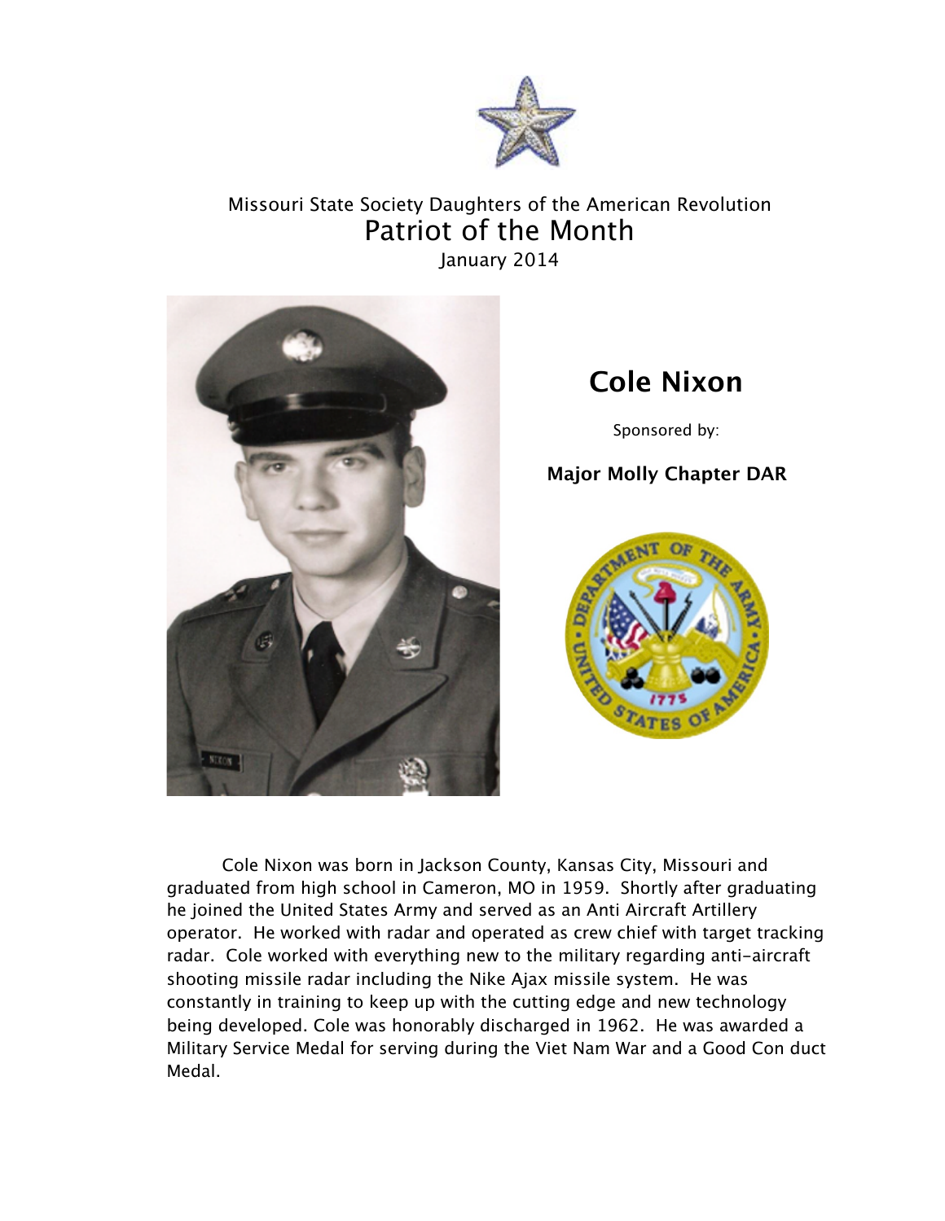Missouri State Society Daughters of the American Revolution

# Patriot of the Month

January 2014

## Cole Nixon

Sponsored by:

**Major Molly Chapter DAR**

Cole Nixon was born in Jackson County, Kansas City, Missouri and graduated from high school in Cameron, MO in 1959. Shortly after graduating he joined the United States Army and served as an Anti Aircraft Artillery operator. He worked with radar and operated as crew chief with target tracking radar. Cole worked with everything new to the military regarding anti-aircraft shooting missile radar including the Nike Ajax missile system. He was constantly in training to keep up with the cutting edge and new technology being developed. Cole was honorably discharged in 1962. He was awarded a Military Service Medal for serving during the Viet Nam War and a Good Con duct Medal.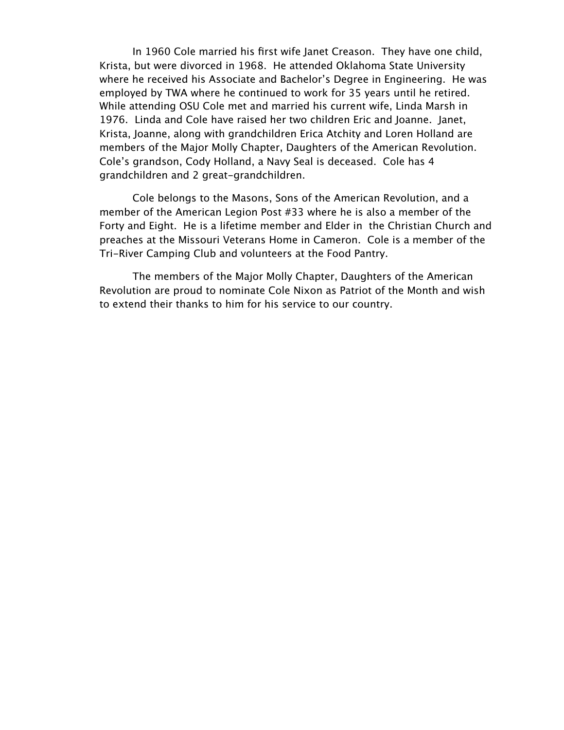In 1960 Cole married his first wife Janet Creason. They have one child, Krista, but were divorced in 1968. He attended Oklahoma State University where he received his Associate and Bachelor's Degree in Engineering. He was employed by TWA where he continued to work for 35 years until he retired. While attending OSU Cole met and married his current wife, Linda Marsh in 1976. Linda and Cole have raised her two children Eric and Joanne. Janet, Krista, Joanne, along with grandchildren Erica Atchity and Loren Holland are members of the Major Molly Chapter, Daughters of the American Revolution. Cole's grandson, Cody Holland, a Navy Seal is deceased. Cole has 4 grandchildren and 2 great-grandchildren.

Cole belongs to the Masons, Sons of the American Revolution, and a member of the American Legion Post #33 where he is also a member of the Forty and Eight. He is a lifetime member and Elder in the Christian Church and preaches at the Missouri Veterans Home in Cameron. Cole is a member of the Tri-River Camping Club and volunteers at the Food Pantry.

The members of the Major Molly Chapter, Daughters of the American Revolution are proud to nominate Cole Nixon as Patriot of the Month and wish to extend their thanks to him for his service to our country.